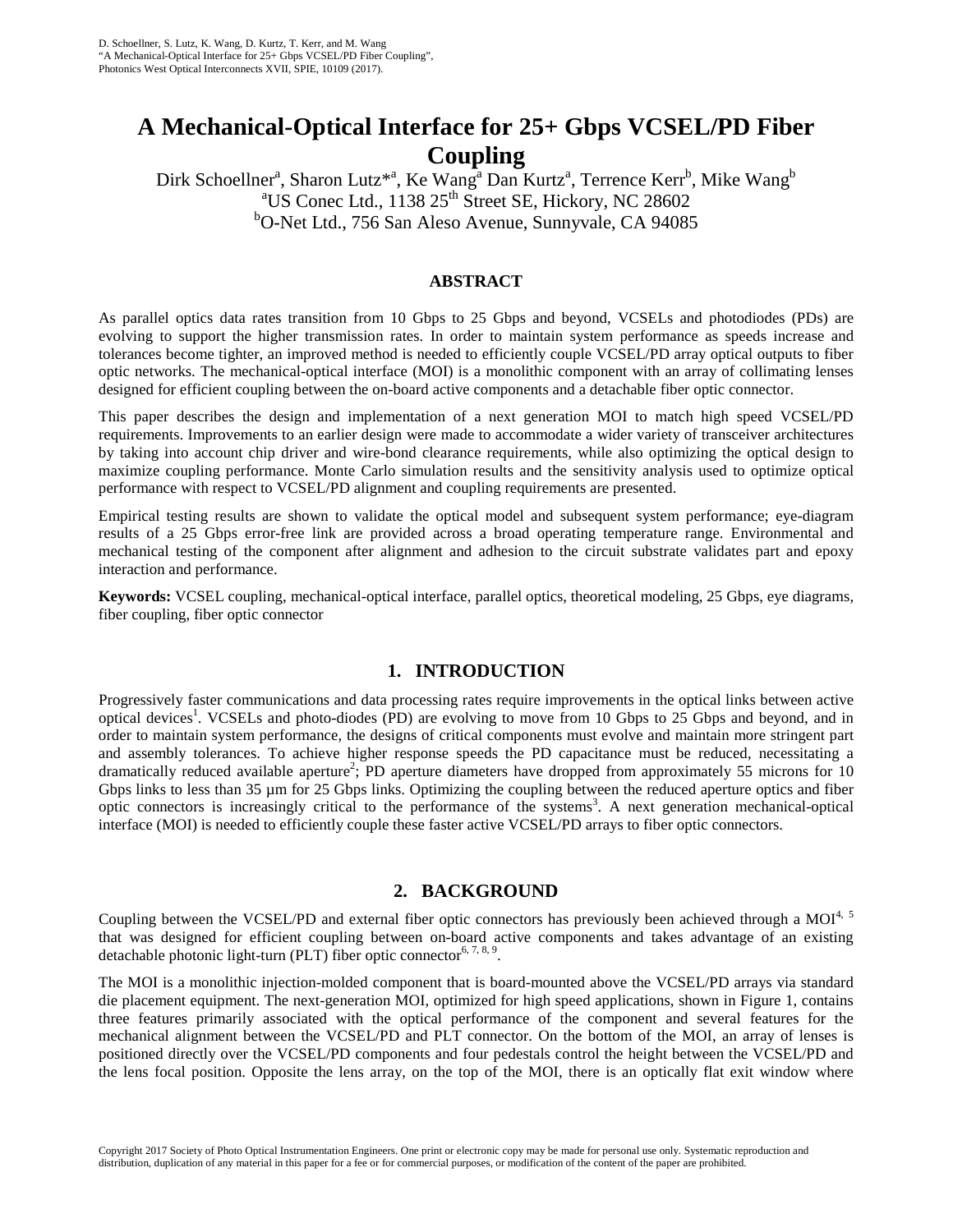D. Schoellner, S. Lutz, K. Wang, D. Kurtz, T. Kerr, and M. Wang
"A Mechanical-Optical Interface for 25+ Gbps VCSEL/PD Fiber Coupling",
Photonics West Optical Interconnects XVII, SPIE, 10109 (2017).

# A Mechanical-Optical Interface for 25+ Gbps VCSEL/PD Fiber Coupling

Dirk Schoellner[a], Sharon Lutz*[a], Ke Wang[a] Dan Kurtz[a], Terrence Kerr[b], Mike Wang[b]

[a]US Conec Ltd., 1138 25[th] Street SE, Hickory, NC 28602

[b]O-Net Ltd., 756 San Aleso Avenue, Sunnyvale, CA 94085

## ABSTRACT

As parallel optics data rates transition from 10 Gbps to 25 Gbps and beyond, VCSELs and photodiodes (PDs) are evolving to support the higher transmission rates. In order to maintain system performance as speeds increase and tolerances become tighter, an improved method is needed to efficiently couple VCSEL/PD array optical outputs to fiber optic networks. The mechanical-optical interface (MOI) is a monolithic component with an array of collimating lenses designed for efficient coupling between the on-board active components and a detachable fiber optic connector.

This paper describes the design and implementation of a next generation MOI to match high speed VCSEL/PD requirements. Improvements to an earlier design were made to accommodate a wider variety of transceiver architectures by taking into account chip driver and wire-bond clearance requirements, while also optimizing the optical design to maximize coupling performance. Monte Carlo simulation results and the sensitivity analysis used to optimize optical performance with respect to VCSEL/PD alignment and coupling requirements are presented.

Empirical testing results are shown to validate the optical model and subsequent system performance; eye-diagram results of a 25 Gbps error-free link are provided across a broad operating temperature range. Environmental and mechanical testing of the component after alignment and adhesion to the circuit substrate validates part and epoxy interaction and performance.

**Keywords:** VCSEL coupling, mechanical-optical interface, parallel optics, theoretical modeling, 25 Gbps, eye diagrams, fiber coupling, fiber optic connector

## 1. INTRODUCTION

Progressively faster communications and data processing rates require improvements in the optical links between active optical devices[1]. VCSELs and photo-diodes (PD) are evolving to move from 10 Gbps to 25 Gbps and beyond, and in order to maintain system performance, the designs of critical components must evolve and maintain more stringent part and assembly tolerances. To achieve higher response speeds the PD capacitance must be reduced, necessitating a dramatically reduced available aperture[2]; PD aperture diameters have dropped from approximately 55 microns for 10 Gbps links to less than 35 µm for 25 Gbps links. Optimizing the coupling between the reduced aperture optics and fiber optic connectors is increasingly critical to the performance of the systems[3]. A next generation mechanical-optical interface (MOI) is needed to efficiently couple these faster active VCSEL/PD arrays to fiber optic connectors.

## 2. BACKGROUND

Coupling between the VCSEL/PD and external fiber optic connectors has previously been achieved through a MOI[4, 5] that was designed for efficient coupling between on-board active components and takes advantage of an existing detachable photonic light-turn (PLT) fiber optic connector[6, 7, 8, 9].

The MOI is a monolithic injection-molded component that is board-mounted above the VCSEL/PD arrays via standard die placement equipment. The next-generation MOI, optimized for high speed applications, shown in Figure 1, contains three features primarily associated with the optical performance of the component and several features for the mechanical alignment between the VCSEL/PD and PLT connector. On the bottom of the MOI, an array of lenses is positioned directly over the VCSEL/PD components and four pedestals control the height between the VCSEL/PD and the lens focal position. Opposite the lens array, on the top of the MOI, there is an optically flat exit window where

Copyright 2017 Society of Photo Optical Instrumentation Engineers. One print or electronic copy may be made for personal use only. Systematic reproduction and distribution, duplication of any material in this paper for a fee or for commercial purposes, or modification of the content of the paper are prohibited.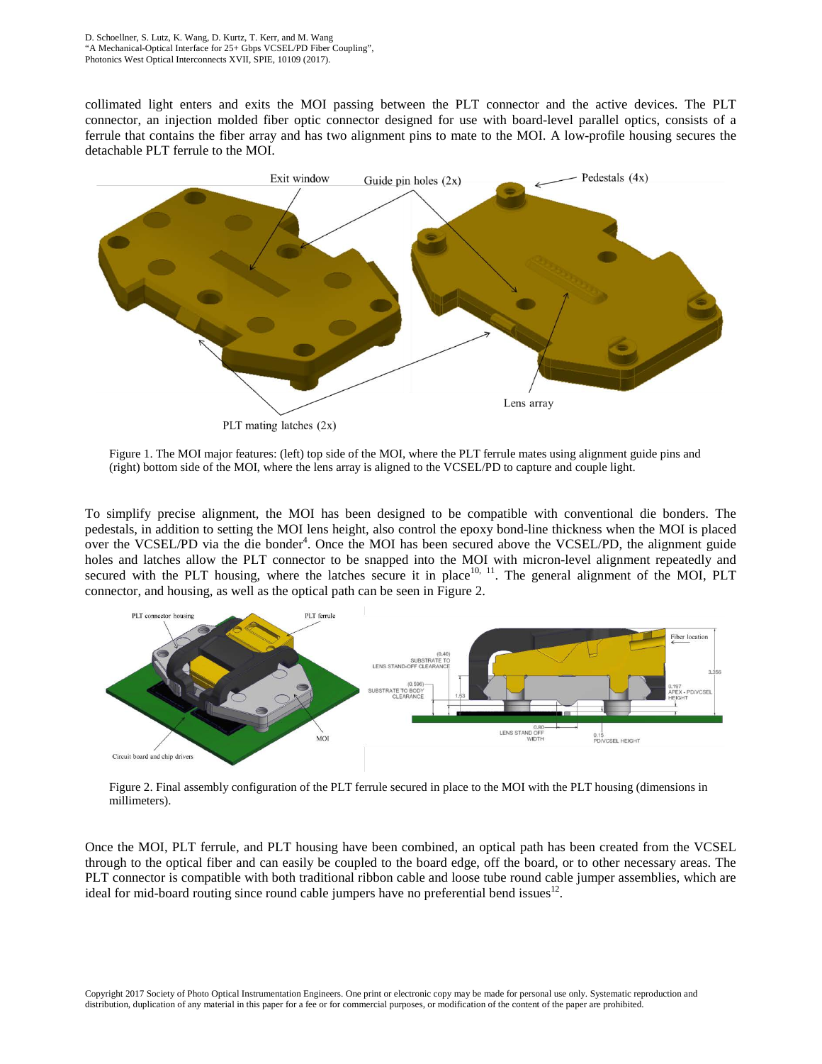collimated light enters and exits the MOI passing between the PLT connector and the active devices. The PLT connector, an injection molded fiber optic connector designed for use with board-level parallel optics, consists of a ferrule that contains the fiber array and has two alignment pins to mate to the MOI. A low-profile housing secures the detachable PLT ferrule to the MOI.

Figure 1. The MOI major features: (left) top side of the MOI, where the PLT ferrule mates using alignment guide pins and (right) bottom side of the MOI, where the lens array is aligned to the VCSEL/PD to capture and couple light.

To simplify precise alignment, the MOI has been designed to be compatible with conventional die bonders. The pedestals, in addition to setting the MOI lens height, also control the epoxy bond-line thickness when the MOI is placed over the VCSEL/PD via the die bonder[4]. Once the MOI has been secured above the VCSEL/PD, the alignment guide holes and latches allow the PLT connector to be snapped into the MOI with micron-level alignment repeatedly and secured with the PLT housing, where the latches secure it in place[10, 11]. The general alignment of the MOI, PLT connector, and housing, as well as the optical path can be seen in Figure 2.

Figure 2. Final assembly configuration of the PLT ferrule secured in place to the MOI with the PLT housing (dimensions in millimeters).

Once the MOI, PLT ferrule, and PLT housing have been combined, an optical path has been created from the VCSEL through to the optical fiber and can easily be coupled to the board edge, off the board, or to other necessary areas. The PLT connector is compatible with both traditional ribbon cable and loose tube round cable jumper assemblies, which are ideal for mid-board routing since round cable jumpers have no preferential bend issues[12].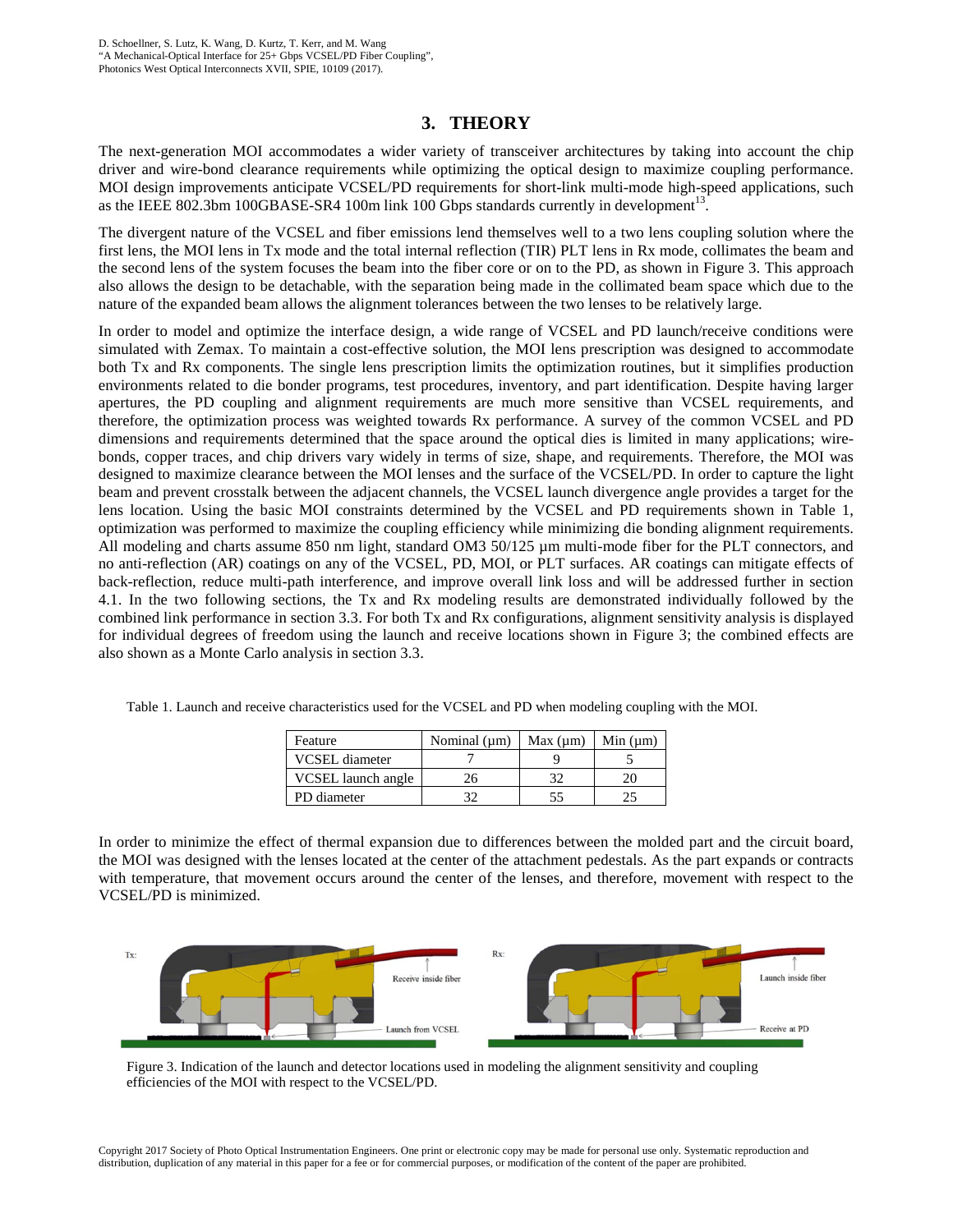## 3. THEORY

The next-generation MOI accommodates a wider variety of transceiver architectures by taking into account the chip driver and wire-bond clearance requirements while optimizing the optical design to maximize coupling performance. MOI design improvements anticipate VCSEL/PD requirements for short-link multi-mode high-speed applications, such as the IEEE 802.3bm 100GBASE-SR4 100m link 100 Gbps standards currently in development[13].

The divergent nature of the VCSEL and fiber emissions lend themselves well to a two lens coupling solution where the first lens, the MOI lens in Tx mode and the total internal reflection (TIR) PLT lens in Rx mode, collimates the beam and the second lens of the system focuses the beam into the fiber core or on to the PD, as shown in Figure 3. This approach also allows the design to be detachable, with the separation being made in the collimated beam space which due to the nature of the expanded beam allows the alignment tolerances between the two lenses to be relatively large.

In order to model and optimize the interface design, a wide range of VCSEL and PD launch/receive conditions were simulated with Zemax. To maintain a cost-effective solution, the MOI lens prescription was designed to accommodate both Tx and Rx components. The single lens prescription limits the optimization routines, but it simplifies production environments related to die bonder programs, test procedures, inventory, and part identification. Despite having larger apertures, the PD coupling and alignment requirements are much more sensitive than VCSEL requirements, and therefore, the optimization process was weighted towards Rx performance. A survey of the common VCSEL and PD dimensions and requirements determined that the space around the optical dies is limited in many applications; wire-bonds, copper traces, and chip drivers vary widely in terms of size, shape, and requirements. Therefore, the MOI was designed to maximize clearance between the MOI lenses and the surface of the VCSEL/PD. In order to capture the light beam and prevent crosstalk between the adjacent channels, the VCSEL launch divergence angle provides a target for the lens location. Using the basic MOI constraints determined by the VCSEL and PD requirements shown in Table 1, optimization was performed to maximize the coupling efficiency while minimizing die bonding alignment requirements. All modeling and charts assume 850 nm light, standard OM3 50/125 µm multi-mode fiber for the PLT connectors, and no anti-reflection (AR) coatings on any of the VCSEL, PD, MOI, or PLT surfaces. AR coatings can mitigate effects of back-reflection, reduce multi-path interference, and improve overall link loss and will be addressed further in section 4.1. In the two following sections, the Tx and Rx modeling results are demonstrated individually followed by the combined link performance in section 3.3. For both Tx and Rx configurations, alignment sensitivity analysis is displayed for individual degrees of freedom using the launch and receive locations shown in Figure 3; the combined effects are also shown as a Monte Carlo analysis in section 3.3.

Table 1. Launch and receive characteristics used for the VCSEL and PD when modeling coupling with the MOI.

| Feature | Nominal (µm) | Max (µm) | Min (µm) |
|---|---|---|---|
| VCSEL diameter | 7 | 9 | 5 |
| VCSEL launch angle | 26 | 32 | 20 |
| PD diameter | 32 | 55 | 25 |

In order to minimize the effect of thermal expansion due to differences between the molded part and the circuit board, the MOI was designed with the lenses located at the center of the attachment pedestals. As the part expands or contracts with temperature, that movement occurs around the center of the lenses, and therefore, movement with respect to the VCSEL/PD is minimized.

Figure 3. Indication of the launch and detector locations used in modeling the alignment sensitivity and coupling efficiencies of the MOI with respect to the VCSEL/PD.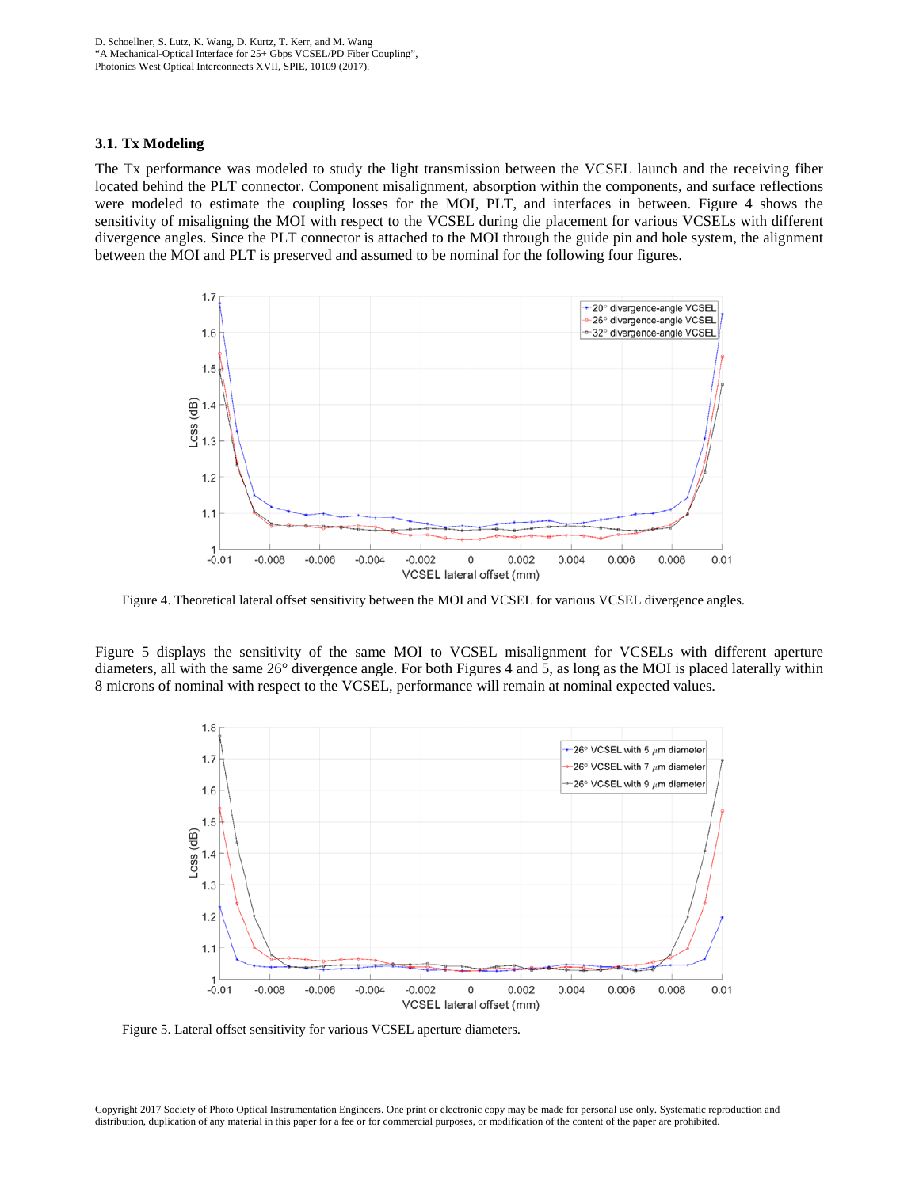### 3.1. Tx Modeling

The Tx performance was modeled to study the light transmission between the VCSEL launch and the receiving fiber located behind the PLT connector. Component misalignment, absorption within the components, and surface reflections were modeled to estimate the coupling losses for the MOI, PLT, and interfaces in between. Figure 4 shows the sensitivity of misaligning the MOI with respect to the VCSEL during die placement for various VCSELs with different divergence angles. Since the PLT connector is attached to the MOI through the guide pin and hole system, the alignment between the MOI and PLT is preserved and assumed to be nominal for the following four figures.

Figure 4. Theoretical lateral offset sensitivity between the MOI and VCSEL for various VCSEL divergence angles.

Figure 5 displays the sensitivity of the same MOI to VCSEL misalignment for VCSELs with different aperture diameters, all with the same 26° divergence angle. For both Figures 4 and 5, as long as the MOI is placed laterally within 8 microns of nominal with respect to the VCSEL, performance will remain at nominal expected values.

Figure 5. Lateral offset sensitivity for various VCSEL aperture diameters.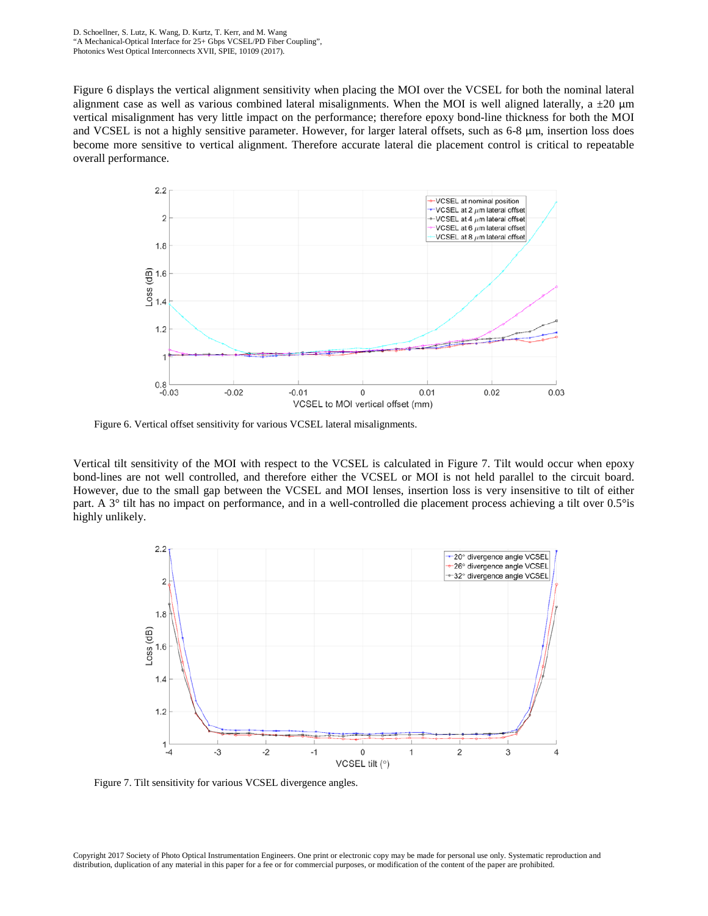Figure 6 displays the vertical alignment sensitivity when placing the MOI over the VCSEL for both the nominal lateral alignment case as well as various combined lateral misalignments. When the MOI is well aligned laterally, a ±20 µm vertical misalignment has very little impact on the performance; therefore epoxy bond-line thickness for both the MOI and VCSEL is not a highly sensitive parameter. However, for larger lateral offsets, such as 6-8 µm, insertion loss does become more sensitive to vertical alignment. Therefore accurate lateral die placement control is critical to repeatable overall performance.

Figure 6. Vertical offset sensitivity for various VCSEL lateral misalignments.

Vertical tilt sensitivity of the MOI with respect to the VCSEL is calculated in Figure 7. Tilt would occur when epoxy bond-lines are not well controlled, and therefore either the VCSEL or MOI is not held parallel to the circuit board. However, due to the small gap between the VCSEL and MOI lenses, insertion loss is very insensitive to tilt of either part. A 3° tilt has no impact on performance, and in a well-controlled die placement process achieving a tilt over 0.5° is highly unlikely.

Figure 7. Tilt sensitivity for various VCSEL divergence angles.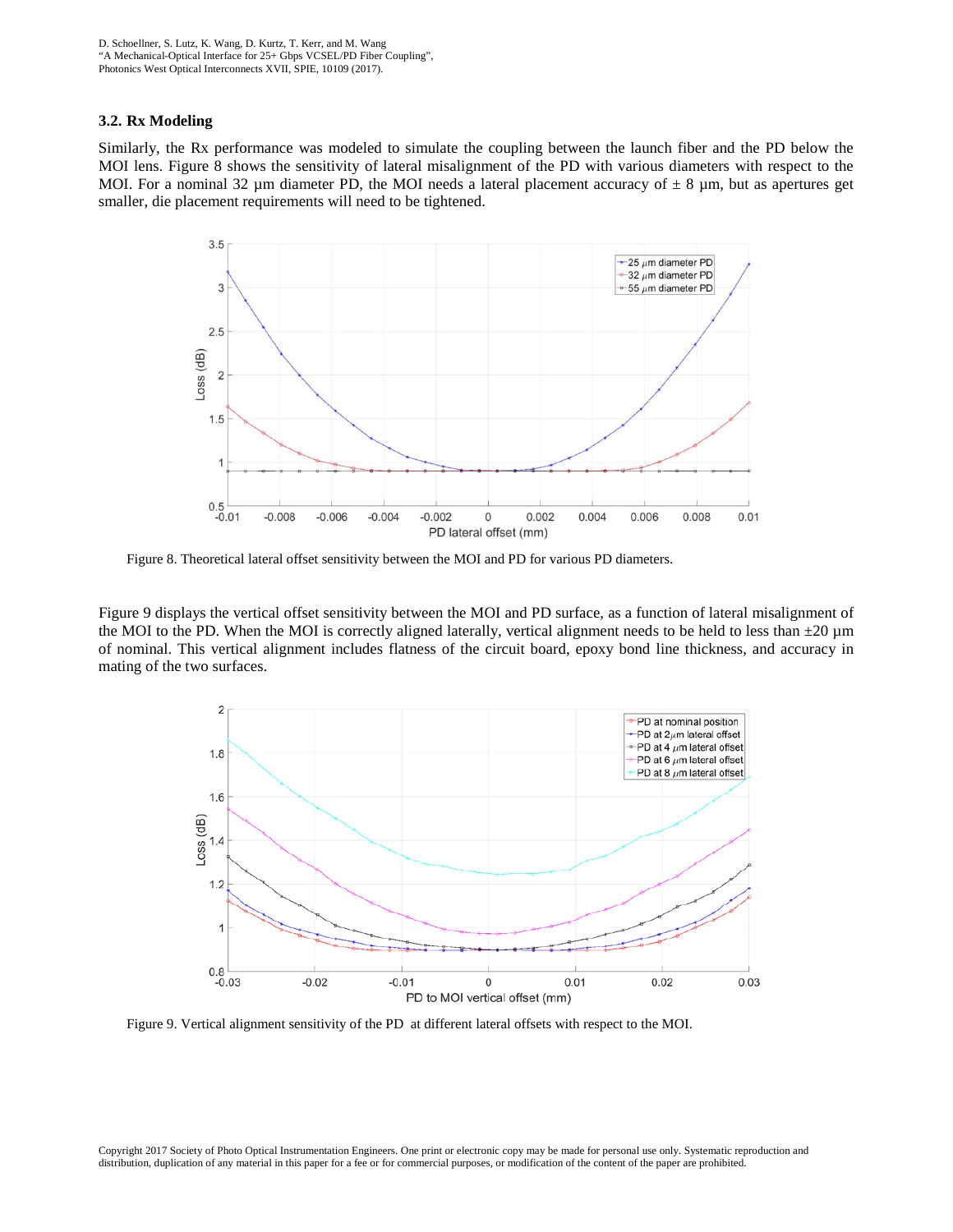### 3.2. Rx Modeling

Similarly, the Rx performance was modeled to simulate the coupling between the launch fiber and the PD below the MOI lens. Figure 8 shows the sensitivity of lateral misalignment of the PD with various diameters with respect to the MOI. For a nominal 32 µm diameter PD, the MOI needs a lateral placement accuracy of ± 8 µm, but as apertures get smaller, die placement requirements will need to be tightened.

Figure 8. Theoretical lateral offset sensitivity between the MOI and PD for various PD diameters.

Figure 9 displays the vertical offset sensitivity between the MOI and PD surface, as a function of lateral misalignment of the MOI to the PD. When the MOI is correctly aligned laterally, vertical alignment needs to be held to less than ±20 µm of nominal. This vertical alignment includes flatness of the circuit board, epoxy bond line thickness, and accuracy in mating of the two surfaces.

Figure 9. Vertical alignment sensitivity of the PD at different lateral offsets with respect to the MOI.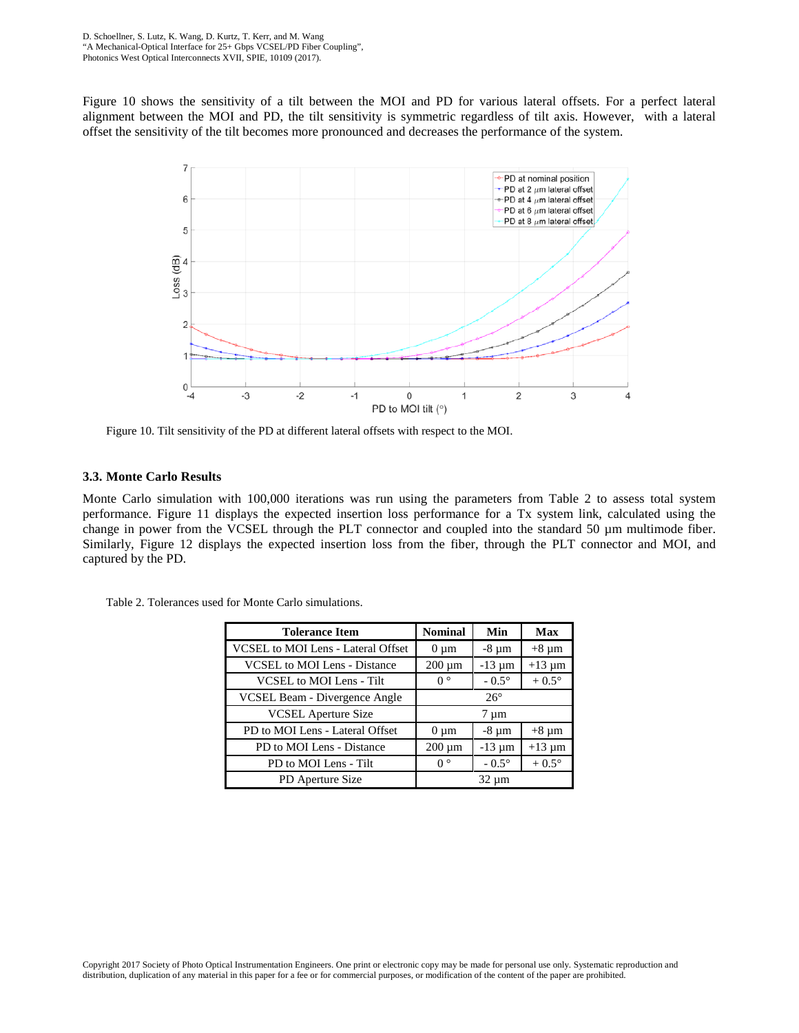Figure 10 shows the sensitivity of a tilt between the MOI and PD for various lateral offsets. For a perfect lateral alignment between the MOI and PD, the tilt sensitivity is symmetric regardless of tilt axis. However, with a lateral offset the sensitivity of the tilt becomes more pronounced and decreases the performance of the system.

Figure 10. Tilt sensitivity of the PD at different lateral offsets with respect to the MOI.

### 3.3. Monte Carlo Results

Monte Carlo simulation with 100,000 iterations was run using the parameters from Table 2 to assess total system performance. Figure 11 displays the expected insertion loss performance for a Tx system link, calculated using the change in power from the VCSEL through the PLT connector and coupled into the standard 50 µm multimode fiber. Similarly, Figure 12 displays the expected insertion loss from the fiber, through the PLT connector and MOI, and captured by the PD.

Table 2. Tolerances used for Monte Carlo simulations.

| Tolerance Item | Nominal | Min | Max |
|---|---|---|---|
| VCSEL to MOI Lens - Lateral Offset | 0 µm | -8 µm | +8 µm |
| VCSEL to MOI Lens - Distance | 200 µm | -13 µm | +13 µm |
| VCSEL to MOI Lens - Tilt | 0 ° | - 0.5° | + 0.5° |
| VCSEL Beam - Divergence Angle | 26° | | |
| VCSEL Aperture Size | 7 µm | | |
| PD to MOI Lens - Lateral Offset | 0 µm | -8 µm | +8 µm |
| PD to MOI Lens - Distance | 200 µm | -13 µm | +13 µm |
| PD to MOI Lens - Tilt | 0 ° | - 0.5° | + 0.5° |
| PD Aperture Size | 32 µm | | |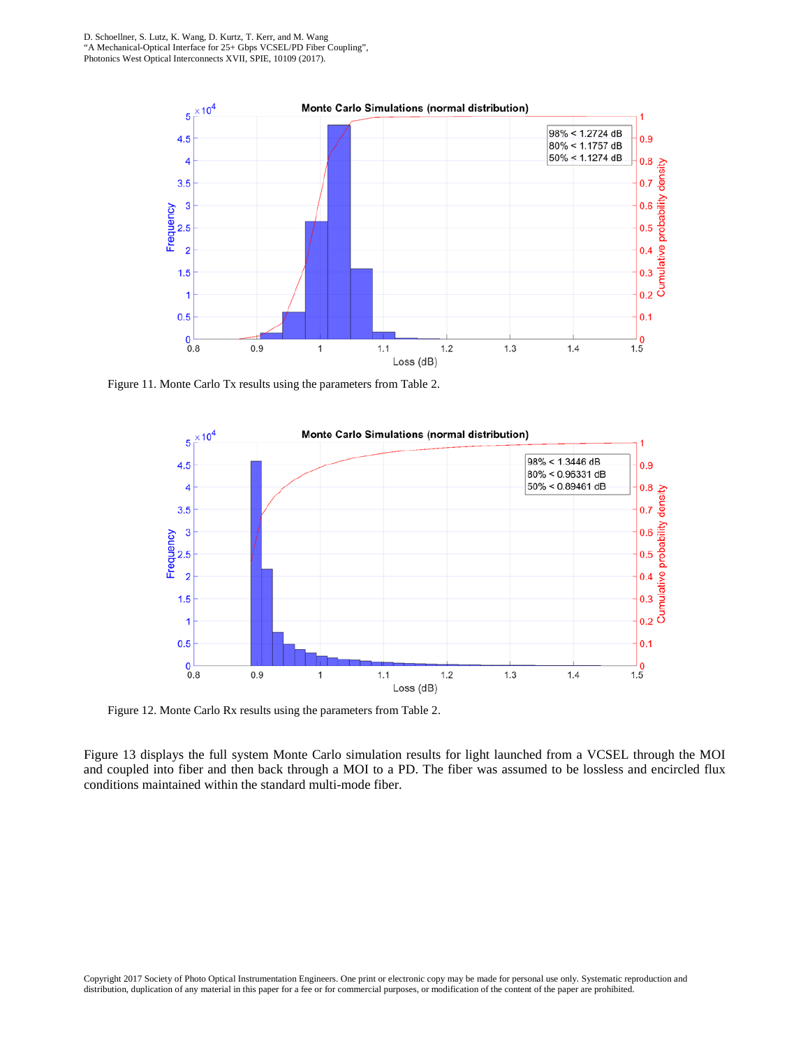Figure 11. Monte Carlo Tx results using the parameters from Table 2.

Figure 12. Monte Carlo Rx results using the parameters from Table 2.

Figure 13 displays the full system Monte Carlo simulation results for light launched from a VCSEL through the MOI and coupled into fiber and then back through a MOI to a PD. The fiber was assumed to be lossless and encircled flux conditions maintained within the standard multi-mode fiber.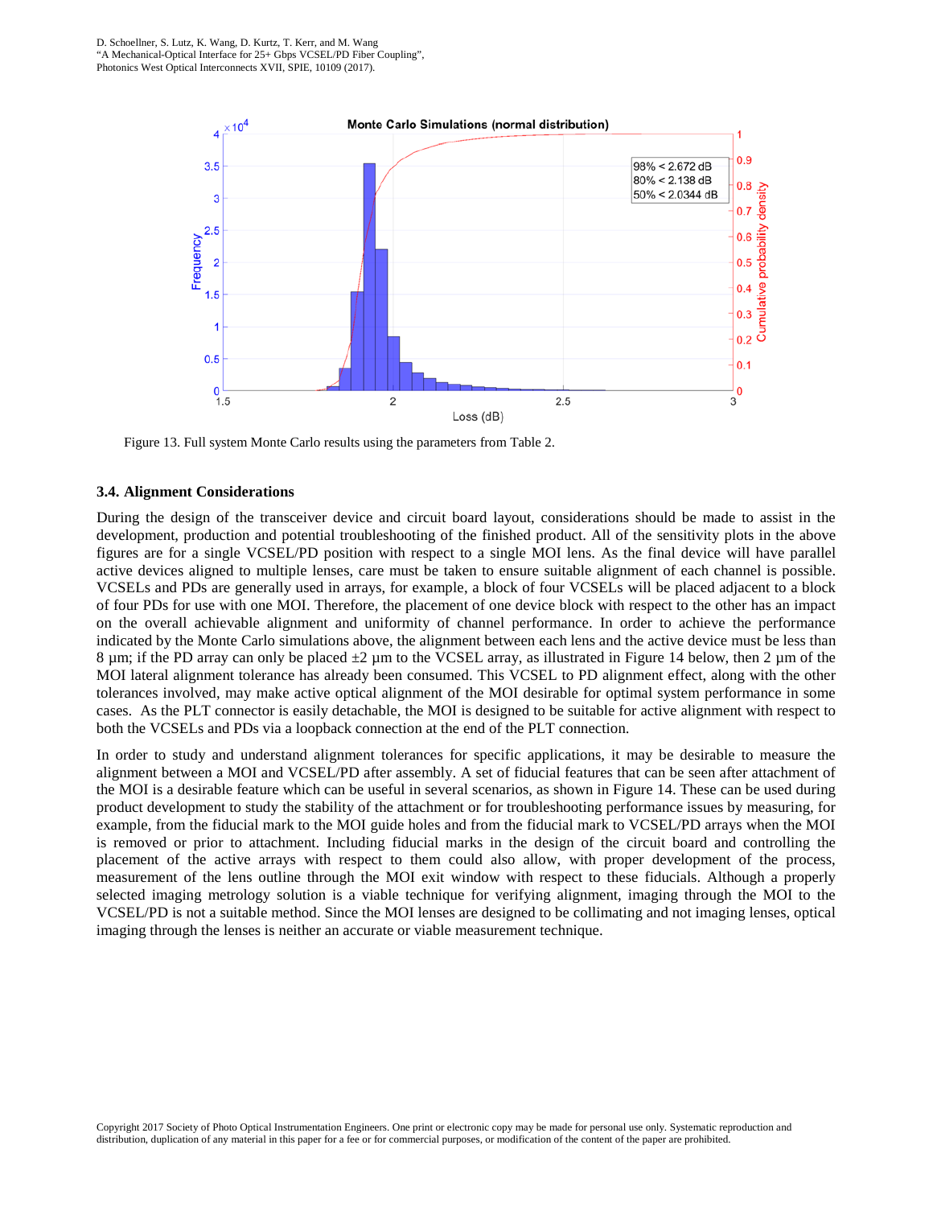Monte Carlo Simulations (normal distribution)

$\times 10^4$

Frequency

Cumulative probability density

Loss (dB)

98% < 2.672 dB
80% < 2.138 dB
50% < 2.0344 dB

0
0.5
1
1.5
2
2.5
3
3.5
4

0
0.1
0.2
0.3
0.4
0.5
0.6
0.7
0.8
0.9
1

1.5
2
2.5
3

Figure 13. Full system Monte Carlo results using the parameters from Table 2.

### 3.4. Alignment Considerations

During the design of the transceiver device and circuit board layout, considerations should be made to assist in the development, production and potential troubleshooting of the finished product. All of the sensitivity plots in the above figures are for a single VCSEL/PD position with respect to a single MOI lens. As the final device will have parallel active devices aligned to multiple lenses, care must be taken to ensure suitable alignment of each channel is possible. VCSELs and PDs are generally used in arrays, for example, a block of four VCSELs will be placed adjacent to a block of four PDs for use with one MOI. Therefore, the placement of one device block with respect to the other has an impact on the overall achievable alignment and uniformity of channel performance. In order to achieve the performance indicated by the Monte Carlo simulations above, the alignment between each lens and the active device must be less than 8 µm; if the PD array can only be placed ±2 µm to the VCSEL array, as illustrated in Figure 14 below, then 2 µm of the MOI lateral alignment tolerance has already been consumed. This VCSEL to PD alignment effect, along with the other tolerances involved, may make active optical alignment of the MOI desirable for optimal system performance in some cases. As the PLT connector is easily detachable, the MOI is designed to be suitable for active alignment with respect to both the VCSELs and PDs via a loopback connection at the end of the PLT connection.

In order to study and understand alignment tolerances for specific applications, it may be desirable to measure the alignment between a MOI and VCSEL/PD after assembly. A set of fiducial features that can be seen after attachment of the MOI is a desirable feature which can be useful in several scenarios, as shown in Figure 14. These can be used during product development to study the stability of the attachment or for troubleshooting performance issues by measuring, for example, from the fiducial mark to the MOI guide holes and from the fiducial mark to VCSEL/PD arrays when the MOI is removed or prior to attachment. Including fiducial marks in the design of the circuit board and controlling the placement of the active arrays with respect to them could also allow, with proper development of the process, measurement of the lens outline through the MOI exit window with respect to these fiducials. Although a properly selected imaging metrology solution is a viable technique for verifying alignment, imaging through the MOI to the VCSEL/PD is not a suitable method. Since the MOI lenses are designed to be collimating and not imaging lenses, optical imaging through the lenses is neither an accurate or viable measurement technique.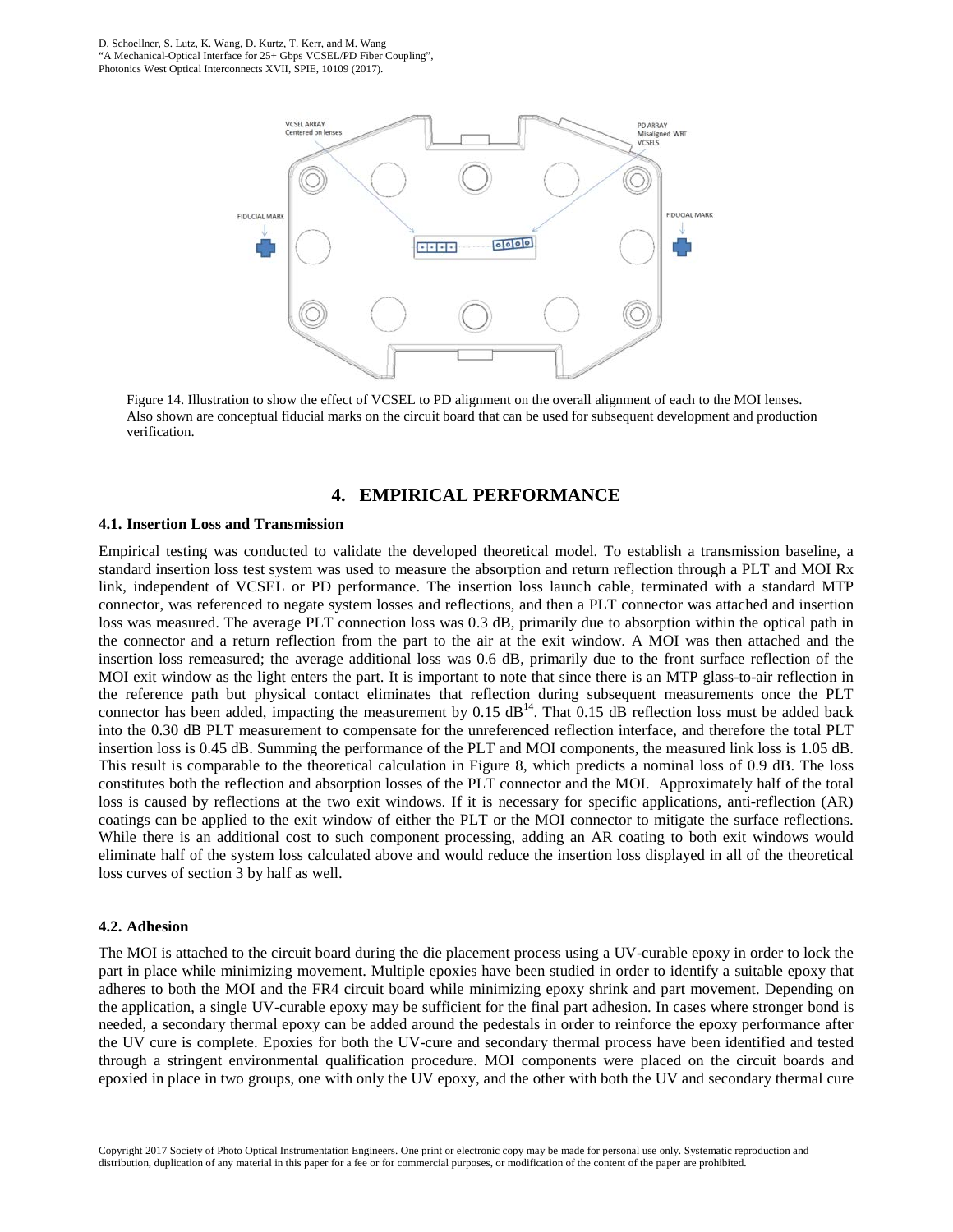Figure 14. Illustration to show the effect of VCSEL to PD alignment on the overall alignment of each to the MOI lenses. Also shown are conceptual fiducial marks on the circuit board that can be used for subsequent development and production verification.

# 4. EMPIRICAL PERFORMANCE

## 4.1. Insertion Loss and Transmission

Empirical testing was conducted to validate the developed theoretical model. To establish a transmission baseline, a standard insertion loss test system was used to measure the absorption and return reflection through a PLT and MOI Rx link, independent of VCSEL or PD performance. The insertion loss launch cable, terminated with a standard MTP connector, was referenced to negate system losses and reflections, and then a PLT connector was attached and insertion loss was measured. The average PLT connection loss was 0.3 dB, primarily due to absorption within the optical path in the connector and a return reflection from the part to the air at the exit window. A MOI was then attached and the insertion loss remeasured; the average additional loss was 0.6 dB, primarily due to the front surface reflection of the MOI exit window as the light enters the part. It is important to note that since there is an MTP glass-to-air reflection in the reference path but physical contact eliminates that reflection during subsequent measurements once the PLT connector has been added, impacting the measurement by 0.15 dB[14]. That 0.15 dB reflection loss must be added back into the 0.30 dB PLT measurement to compensate for the unreferenced reflection interface, and therefore the total PLT insertion loss is 0.45 dB. Summing the performance of the PLT and MOI components, the measured link loss is 1.05 dB. This result is comparable to the theoretical calculation in Figure 8, which predicts a nominal loss of 0.9 dB. The loss constitutes both the reflection and absorption losses of the PLT connector and the MOI. Approximately half of the total loss is caused by reflections at the two exit windows. If it is necessary for specific applications, anti-reflection (AR) coatings can be applied to the exit window of either the PLT or the MOI connector to mitigate the surface reflections. While there is an additional cost to such component processing, adding an AR coating to both exit windows would eliminate half of the system loss calculated above and would reduce the insertion loss displayed in all of the theoretical loss curves of section 3 by half as well.

## 4.2. Adhesion

The MOI is attached to the circuit board during the die placement process using a UV-curable epoxy in order to lock the part in place while minimizing movement. Multiple epoxies have been studied in order to identify a suitable epoxy that adheres to both the MOI and the FR4 circuit board while minimizing epoxy shrink and part movement. Depending on the application, a single UV-curable epoxy may be sufficient for the final part adhesion. In cases where stronger bond is needed, a secondary thermal epoxy can be added around the pedestals in order to reinforce the epoxy performance after the UV cure is complete. Epoxies for both the UV-cure and secondary thermal process have been identified and tested through a stringent environmental qualification procedure. MOI components were placed on the circuit boards and epoxied in place in two groups, one with only the UV epoxy, and the other with both the UV and secondary thermal cure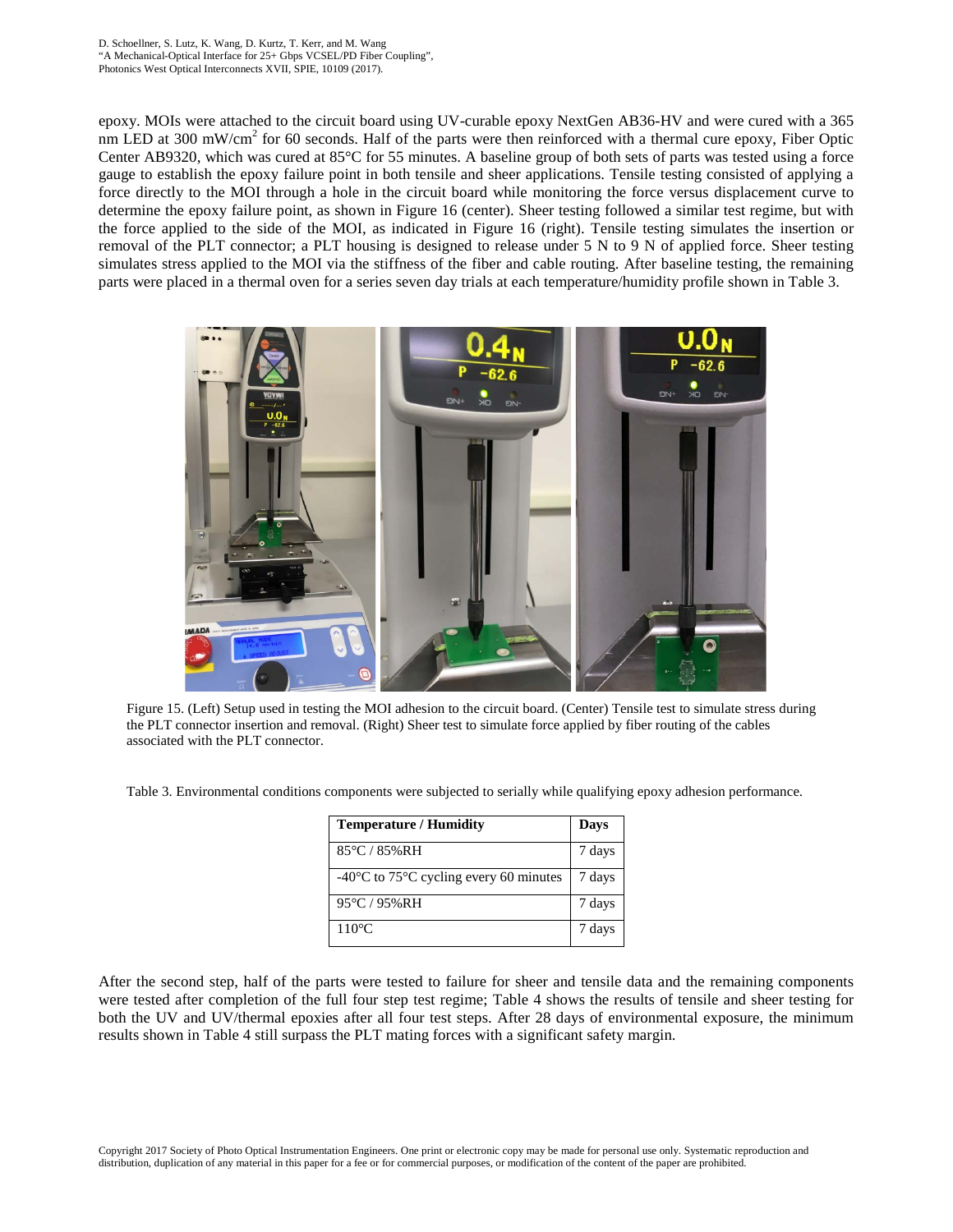epoxy. MOIs were attached to the circuit board using UV-curable epoxy NextGen AB36-HV and were cured with a 365 nm LED at 300 mW/cm$^2$ for 60 seconds. Half of the parts were then reinforced with a thermal cure epoxy, Fiber Optic Center AB9320, which was cured at 85°C for 55 minutes. A baseline group of both sets of parts was tested using a force gauge to establish the epoxy failure point in both tensile and sheer applications. Tensile testing consisted of applying a force directly to the MOI through a hole in the circuit board while monitoring the force versus displacement curve to determine the epoxy failure point, as shown in Figure 16 (center). Sheer testing followed a similar test regime, but with the force applied to the side of the MOI, as indicated in Figure 16 (right). Tensile testing simulates the insertion or removal of the PLT connector; a PLT housing is designed to release under 5 N to 9 N of applied force. Sheer testing simulates stress applied to the MOI via the stiffness of the fiber and cable routing. After baseline testing, the remaining parts were placed in a thermal oven for a series seven day trials at each temperature/humidity profile shown in Table 3.

Figure 15. (Left) Setup used in testing the MOI adhesion to the circuit board. (Center) Tensile test to simulate stress during the PLT connector insertion and removal. (Right) Sheer test to simulate force applied by fiber routing of the cables associated with the PLT connector.

Table 3. Environmental conditions components were subjected to serially while qualifying epoxy adhesion performance.

| Temperature / Humidity | Days |
|---|---|
| 85°C / 85%RH | 7 days |
| -40°C to 75°C cycling every 60 minutes | 7 days |
| 95°C / 95%RH | 7 days |
| 110°C | 7 days |

After the second step, half of the parts were tested to failure for sheer and tensile data and the remaining components were tested after completion of the full four step test regime; Table 4 shows the results of tensile and sheer testing for both the UV and UV/thermal epoxies after all four test steps. After 28 days of environmental exposure, the minimum results shown in Table 4 still surpass the PLT mating forces with a significant safety margin.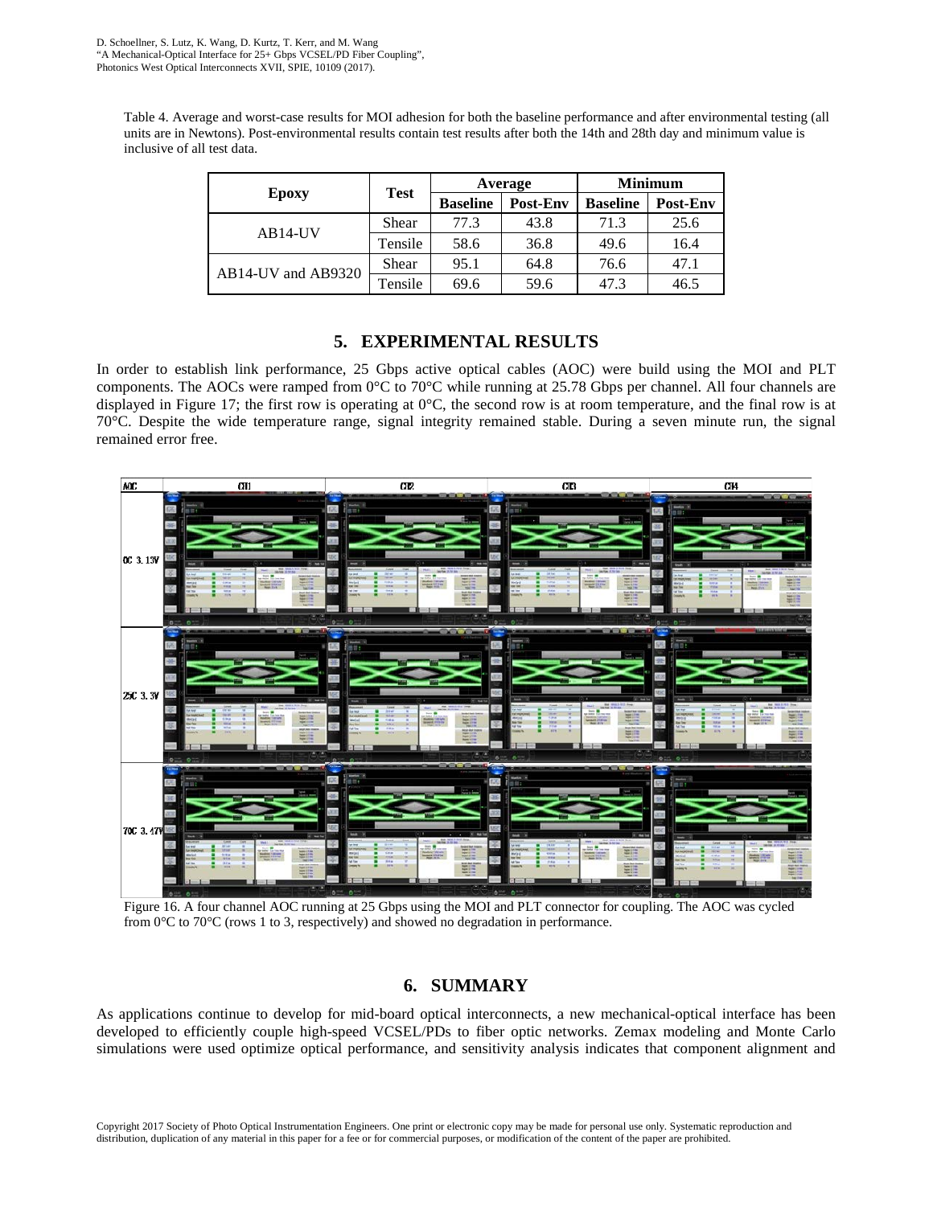Table 4. Average and worst-case results for MOI adhesion for both the baseline performance and after environmental testing (all units are in Newtons). Post-environmental results contain test results after both the 14th and 28th day and minimum value is inclusive of all test data.

| Epoxy | Test | Average | | Minimum | |
|---|---|---|---|---|---|
| | | Baseline | Post-Env | Baseline | Post-Env |
| AB14-UV | Shear | 77.3 | 43.8 | 71.3 | 25.6 |
| | Tensile | 58.6 | 36.8 | 49.6 | 16.4 |
| AB14-UV and AB9320 | Shear | 95.1 | 64.8 | 76.6 | 47.1 |
| | Tensile | 69.6 | 59.6 | 47.3 | 46.5 |

## 5. EXPERIMENTAL RESULTS

In order to establish link performance, 25 Gbps active optical cables (AOC) were build using the MOI and PLT components. The AOCs were ramped from 0°C to 70°C while running at 25.78 Gbps per channel. All four channels are displayed in Figure 17; the first row is operating at 0°C, the second row is at room temperature, and the final row is at 70°C. Despite the wide temperature range, signal integrity remained stable. During a seven minute run, the signal remained error free.

Figure 16. A four channel AOC running at 25 Gbps using the MOI and PLT connector for coupling. The AOC was cycled from 0°C to 70°C (rows 1 to 3, respectively) and showed no degradation in performance.

## 6. SUMMARY

As applications continue to develop for mid-board optical interconnects, a new mechanical-optical interface has been developed to efficiently couple high-speed VCSEL/PDs to fiber optic networks. Zemax modeling and Monte Carlo simulations were used optimize optical performance, and sensitivity analysis indicates that component alignment and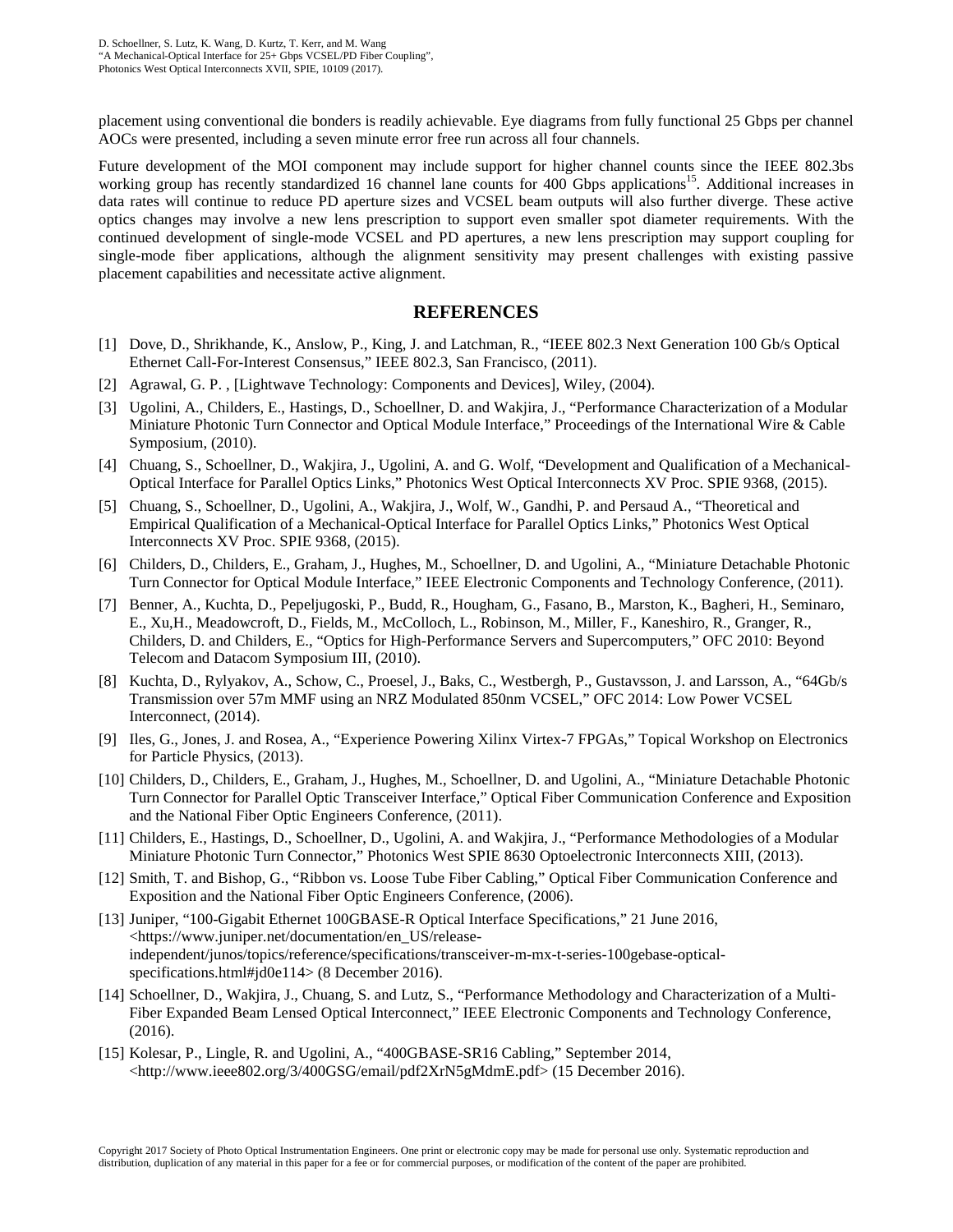placement using conventional die bonders is readily achievable. Eye diagrams from fully functional 25 Gbps per channel AOCs were presented, including a seven minute error free run across all four channels.

Future development of the MOI component may include support for higher channel counts since the IEEE 802.3bs working group has recently standardized 16 channel lane counts for 400 Gbps applications[15]. Additional increases in data rates will continue to reduce PD aperture sizes and VCSEL beam outputs will also further diverge. These active optics changes may involve a new lens prescription to support even smaller spot diameter requirements. With the continued development of single-mode VCSEL and PD apertures, a new lens prescription may support coupling for single-mode fiber applications, although the alignment sensitivity may present challenges with existing passive placement capabilities and necessitate active alignment.

## REFERENCES

[1] Dove, D., Shrikhande, K., Anslow, P., King, J. and Latchman, R., "IEEE 802.3 Next Generation 100 Gb/s Optical Ethernet Call-For-Interest Consensus," IEEE 802.3, San Francisco, (2011).

[2] Agrawal, G. P. , [Lightwave Technology: Components and Devices], Wiley, (2004).

[3] Ugolini, A., Childers, E., Hastings, D., Schoellner, D. and Wakjira, J., "Performance Characterization of a Modular Miniature Photonic Turn Connector and Optical Module Interface," Proceedings of the International Wire & Cable Symposium, (2010).

[4] Chuang, S., Schoellner, D., Wakjira, J., Ugolini, A. and G. Wolf, "Development and Qualification of a Mechanical-Optical Interface for Parallel Optics Links," Photonics West Optical Interconnects XV Proc. SPIE 9368, (2015).

[5] Chuang, S., Schoellner, D., Ugolini, A., Wakjira, J., Wolf, W., Gandhi, P. and Persaud A., "Theoretical and Empirical Qualification of a Mechanical-Optical Interface for Parallel Optics Links," Photonics West Optical Interconnects XV Proc. SPIE 9368, (2015).

[6] Childers, D., Childers, E., Graham, J., Hughes, M., Schoellner, D. and Ugolini, A., "Miniature Detachable Photonic Turn Connector for Optical Module Interface," IEEE Electronic Components and Technology Conference, (2011).

[7] Benner, A., Kuchta, D., Pepeljugoski, P., Budd, R., Hougham, G., Fasano, B., Marston, K., Bagheri, H., Seminaro, E., Xu,H., Meadowcroft, D., Fields, M., McColloch, L., Robinson, M., Miller, F., Kaneshiro, R., Granger, R., Childers, D. and Childers, E., "Optics for High-Performance Servers and Supercomputers," OFC 2010: Beyond Telecom and Datacom Symposium III, (2010).

[8] Kuchta, D., Rylyakov, A., Schow, C., Proesel, J., Baks, C., Westbergh, P., Gustavsson, J. and Larsson, A., "64Gb/s Transmission over 57m MMF using an NRZ Modulated 850nm VCSEL," OFC 2014: Low Power VCSEL Interconnect, (2014).

[9] Iles, G., Jones, J. and Rosea, A., "Experience Powering Xilinx Virtex-7 FPGAs," Topical Workshop on Electronics for Particle Physics, (2013).

[10] Childers, D., Childers, E., Graham, J., Hughes, M., Schoellner, D. and Ugolini, A., "Miniature Detachable Photonic Turn Connector for Parallel Optic Transceiver Interface," Optical Fiber Communication Conference and Exposition and the National Fiber Optic Engineers Conference, (2011).

[11] Childers, E., Hastings, D., Schoellner, D., Ugolini, A. and Wakjira, J., "Performance Methodologies of a Modular Miniature Photonic Turn Connector," Photonics West SPIE 8630 Optoelectronic Interconnects XIII, (2013).

[12] Smith, T. and Bishop, G., "Ribbon vs. Loose Tube Fiber Cabling," Optical Fiber Communication Conference and Exposition and the National Fiber Optic Engineers Conference, (2006).

[13] Juniper, "100-Gigabit Ethernet 100GBASE-R Optical Interface Specifications," 21 June 2016, <https://www.juniper.net/documentation/en_US/release-independent/junos/topics/reference/specifications/transceiver-m-mx-t-series-100gebase-optical-specifications.html#jd0e114> (8 December 2016).

[14] Schoellner, D., Wakjira, J., Chuang, S. and Lutz, S., "Performance Methodology and Characterization of a Multi-Fiber Expanded Beam Lensed Optical Interconnect," IEEE Electronic Components and Technology Conference, (2016).

[15] Kolesar, P., Lingle, R. and Ugolini, A., "400GBASE-SR16 Cabling," September 2014, <http://www.ieee802.org/3/400GSG/email/pdf2XrN5gMdmE.pdf> (15 December 2016).